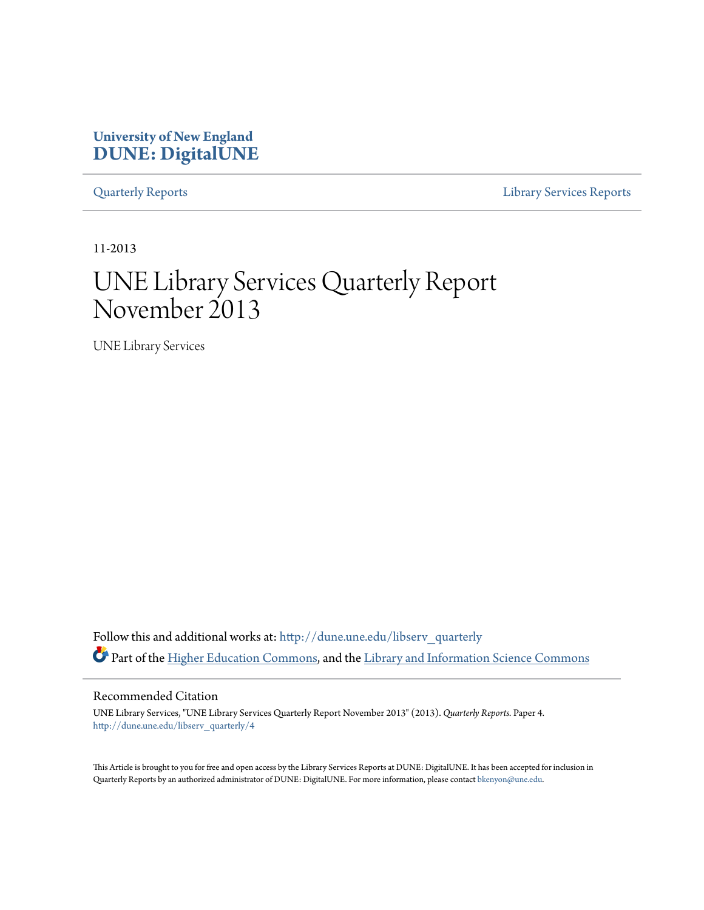University of New England
**DUNE: DigitalUNE**

Quarterly Reports | Library Services Reports

11-2013

# UNE Library Services Quarterly Report November 2013

UNE Library Services

Follow this and additional works at: http://dune.une.edu/libserv_quarterly

Part of the Higher Education Commons, and the Library and Information Science Commons

## Recommended Citation

UNE Library Services, "UNE Library Services Quarterly Report November 2013" (2013). *Quarterly Reports.* Paper 4.
http://dune.une.edu/libserv_quarterly/4

This Article is brought to you for free and open access by the Library Services Reports at DUNE: DigitalUNE. It has been accepted for inclusion in Quarterly Reports by an authorized administrator of DUNE: DigitalUNE. For more information, please contact bkenyon@une.edu.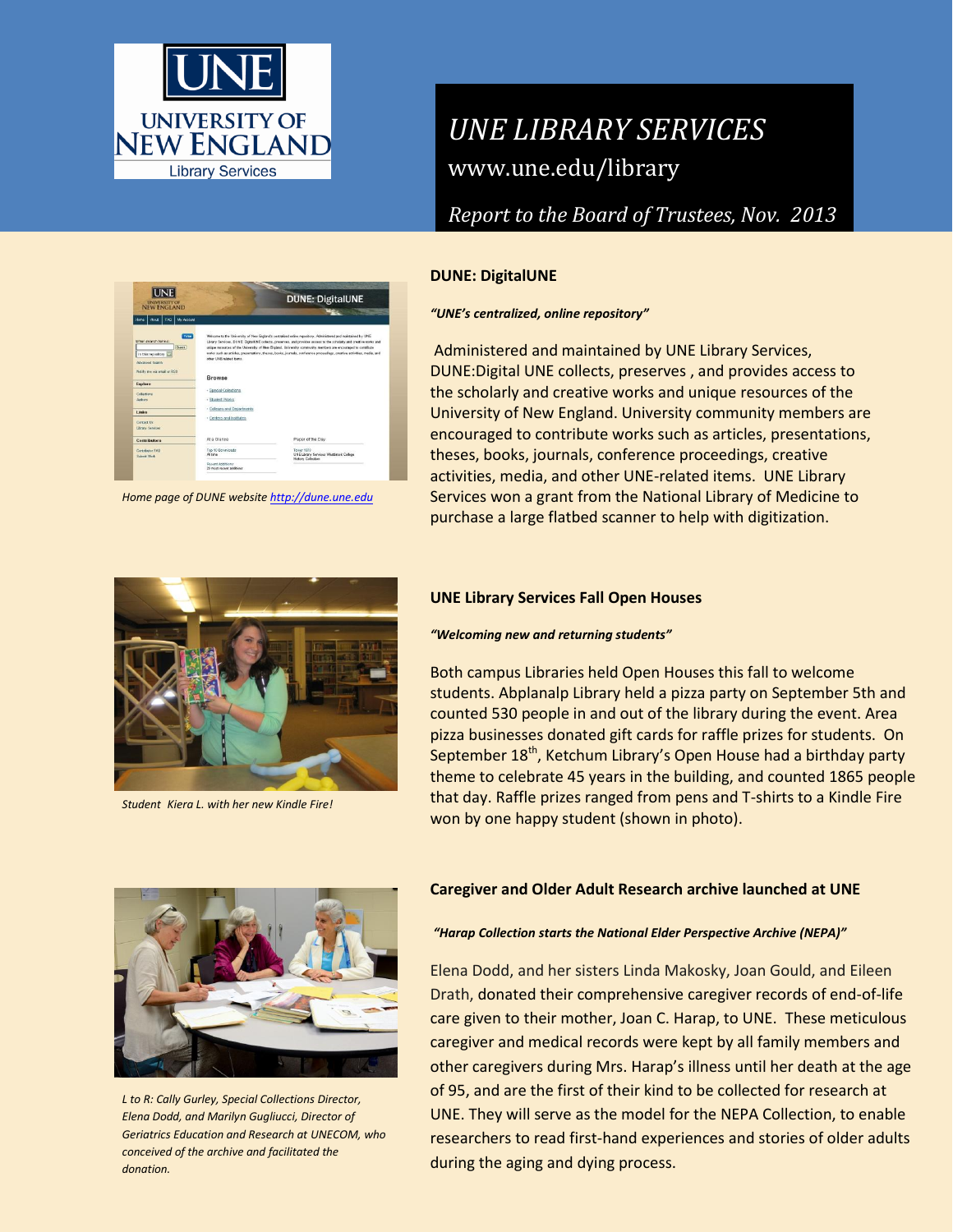# UNE LIBRARY SERVICES

www.une.edu/library

*Report to the Board of Trustees, Nov. 2013*

*Home page of DUNE website http://dune.une.edu*

## DUNE: DigitalUNE

***"UNE's centralized, online repository"***

Administered and maintained by UNE Library Services, DUNE:Digital UNE collects, preserves , and provides access to the scholarly and creative works and unique resources of the University of New England. University community members are encouraged to contribute works such as articles, presentations, theses, books, journals, conference proceedings, creative activities, media, and other UNE-related items. UNE Library Services won a grant from the National Library of Medicine to purchase a large flatbed scanner to help with digitization.

*Student Kiera L. with her new Kindle Fire!*

## UNE Library Services Fall Open Houses

***"Welcoming new and returning students"***

Both campus Libraries held Open Houses this fall to welcome students. Abplanalp Library held a pizza party on September 5th and counted 530 people in and out of the library during the event. Area pizza businesses donated gift cards for raffle prizes for students. On September 18th, Ketchum Library's Open House had a birthday party theme to celebrate 45 years in the building, and counted 1865 people that day. Raffle prizes ranged from pens and T-shirts to a Kindle Fire won by one happy student (shown in photo).

*L to R: Cally Gurley, Special Collections Director, Elena Dodd, and Marilyn Gugliucci, Director of Geriatrics Education and Research at UNECOM, who conceived of the archive and facilitated the donation.*

## Caregiver and Older Adult Research archive launched at UNE

***"Harap Collection starts the National Elder Perspective Archive (NEPA)"***

Elena Dodd, and her sisters Linda Makosky, Joan Gould, and Eileen Drath, donated their comprehensive caregiver records of end-of-life care given to their mother, Joan C. Harap, to UNE. These meticulous caregiver and medical records were kept by all family members and other caregivers during Mrs. Harap's illness until her death at the age of 95, and are the first of their kind to be collected for research at UNE. They will serve as the model for the NEPA Collection, to enable researchers to read first-hand experiences and stories of older adults during the aging and dying process.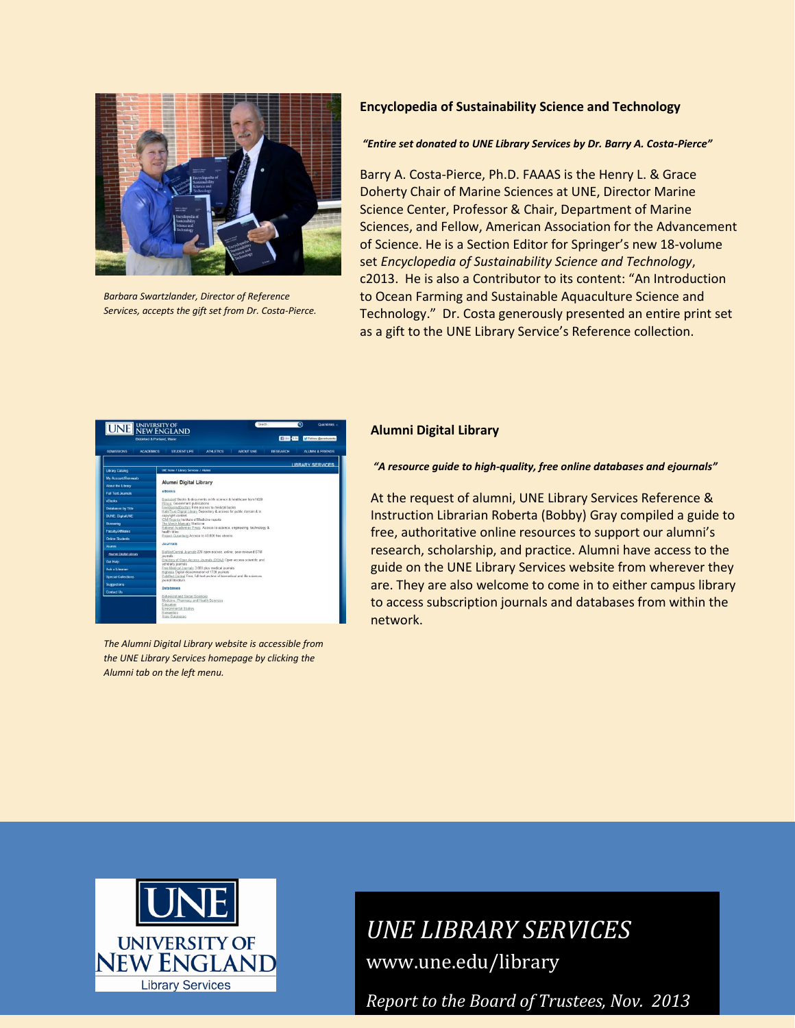### Encyclopedia of Sustainability Science and Technology

***"Entire set donated to UNE Library Services by Dr. Barry A. Costa-Pierce"***

Barry A. Costa-Pierce, Ph.D. FAAAS is the Henry L. & Grace Doherty Chair of Marine Sciences at UNE, Director Marine Science Center, Professor & Chair, Department of Marine Sciences, and Fellow, American Association for the Advancement of Science. He is a Section Editor for Springer's new 18-volume set *Encyclopedia of Sustainability Science and Technology*, c2013. He is also a Contributor to its content: "An Introduction to Ocean Farming and Sustainable Aquaculture Science and Technology." Dr. Costa generously presented an entire print set as a gift to the UNE Library Service's Reference collection.

*Barbara Swartzlander, Director of Reference Services, accepts the gift set from Dr. Costa-Pierce.*

### Alumni Digital Library

***"A resource guide to high-quality, free online databases and ejournals"***

At the request of alumni, UNE Library Services Reference & Instruction Librarian Roberta (Bobby) Gray compiled a guide to free, authoritative online resources to support our alumni's research, scholarship, and practice. Alumni have access to the guide on the UNE Library Services website from wherever they are. They are also welcome to come in to either campus library to access subscription journals and databases from within the network.

*The Alumni Digital Library website is accessible from the UNE Library Services homepage by clicking the Alumni tab on the left menu.*

UNE
UNIVERSITY OF NEW ENGLAND
Library Services

*UNE LIBRARY SERVICES*

www.une.edu/library

*Report to the Board of Trustees, Nov. 2013*